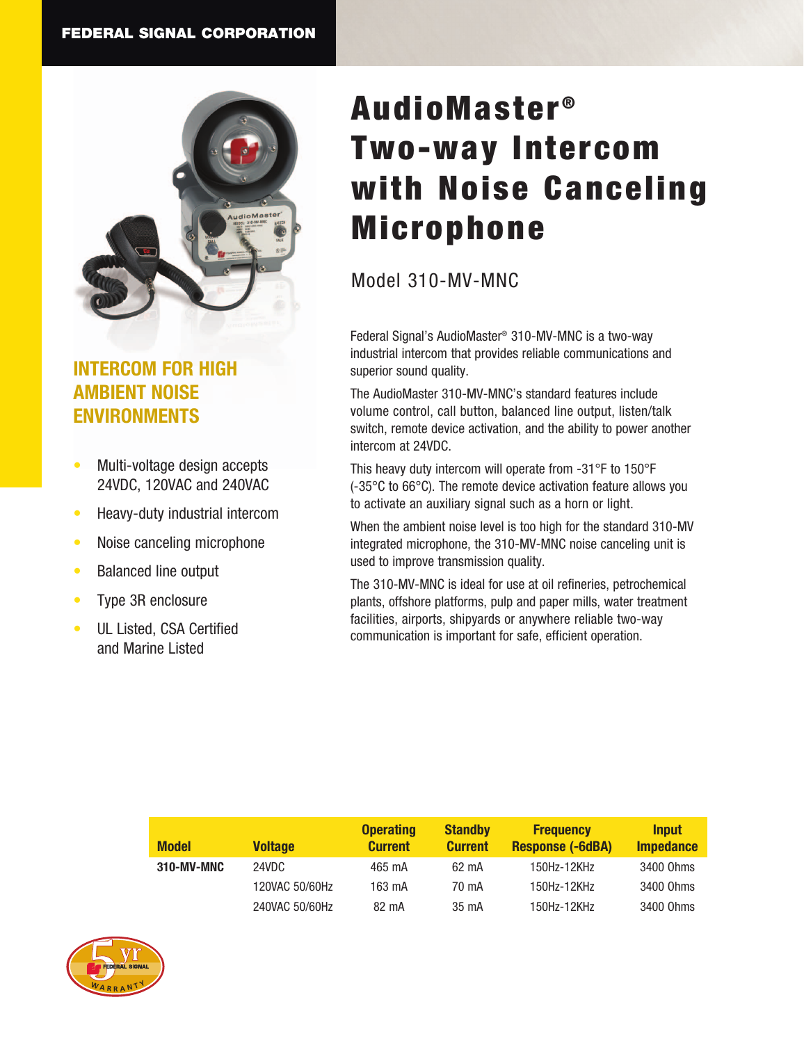FEDERAL SIGNAL CORPORATION

# AudioMaster® Two-way Intercom with Noise Canceling Microphone

## Model 310-MV-MNC

### INTERCOM FOR HIGH AMBIENT NOISE ENVIRONMENTS

- Multi-voltage design accepts 24VDC, 120VAC and 240VAC
- Heavy-duty industrial intercom
- Noise canceling microphone
- Balanced line output
- Type 3R enclosure
- UL Listed, CSA Certified and Marine Listed

Federal Signal's AudioMaster® 310-MV-MNC is a two-way industrial intercom that provides reliable communications and superior sound quality.

The AudioMaster 310-MV-MNC's standard features include volume control, call button, balanced line output, listen/talk switch, remote device activation, and the ability to power another intercom at 24VDC.

This heavy duty intercom will operate from -31°F to 150°F (-35°C to 66°C). The remote device activation feature allows you to activate an auxiliary signal such as a horn or light.

When the ambient noise level is too high for the standard 310-MV integrated microphone, the 310-MV-MNC noise canceling unit is used to improve transmission quality.

The 310-MV-MNC is ideal for use at oil refineries, petrochemical plants, offshore platforms, pulp and paper mills, water treatment facilities, airports, shipyards or anywhere reliable two-way communication is important for safe, efficient operation.

| Model | Voltage | Operating Current | Standby Current | Frequency Response (-6dBA) | Input Impedance |
|---|---|---|---|---|---|
| **310-MV-MNC** | 24VDC | 465 mA | 62 mA | 150Hz-12KHz | 3400 Ohms |
| | 120VAC 50/60Hz | 163 mA | 70 mA | 150Hz-12KHz | 3400 Ohms |
| | 240VAC 50/60Hz | 82 mA | 35 mA | 150Hz-12KHz | 3400 Ohms |

5 yr FEDERAL SIGNAL WARRANTY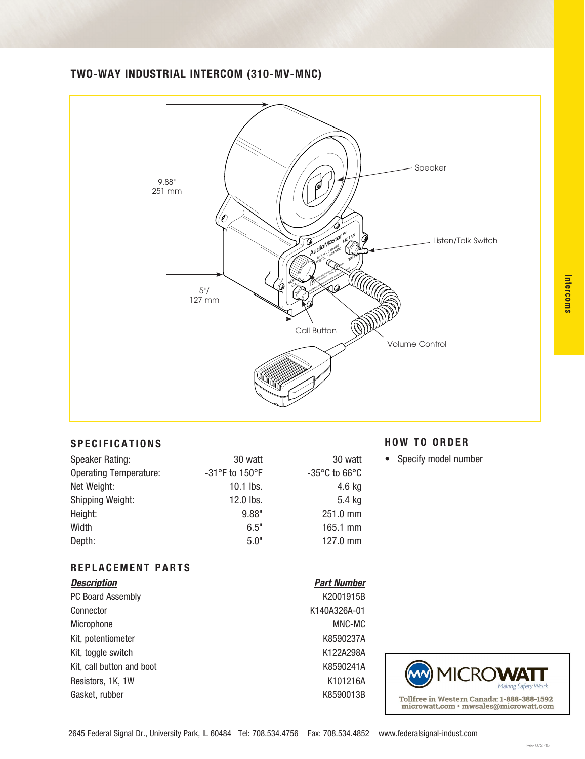## TWO-WAY INDUSTRIAL INTERCOM (310-MV-MNC)

9.88"
251 mm

5"/
127 mm

Speaker

Listen/Talk Switch

Call Button

Volume Control

### SPECIFICATIONS

| | | |
|---|---|---|
| Speaker Rating: | 30 watt | 30 watt |
| Operating Temperature: | -31°F to 150°F | -35°C to 66°C |
| Net Weight: | 10.1 lbs. | 4.6 kg |
| Shipping Weight: | 12.0 lbs. | 5.4 kg |
| Height: | 9.88" | 251.0 mm |
| Width | 6.5" | 165.1 mm |
| Depth: | 5.0" | 127.0 mm |

### HOW TO ORDER

- Specify model number

### REPLACEMENT PARTS

| ***Description*** | ***Part Number*** |
|---|---|
| PC Board Assembly | K2001915B |
| Connector | K140A326A-01 |
| Microphone | MNC-MC |
| Kit, potentiometer | K8590237A |
| Kit, toggle switch | K122A298A |
| Kit, call button and boot | K8590241A |
| Resistors, 1K, 1W | K101216A |
| Gasket, rubber | K8590013B |

MICROWATT
Making Safety Work
Tollfree in Western Canada: 1-888-388-1592
microwatt.com • mwsales@microwatt.com

2645 Federal Signal Dr., University Park, IL 60484 Tel: 708.534.4756 Fax: 708.534.4852 www.federalsignal-indust.com

Rev. 072715